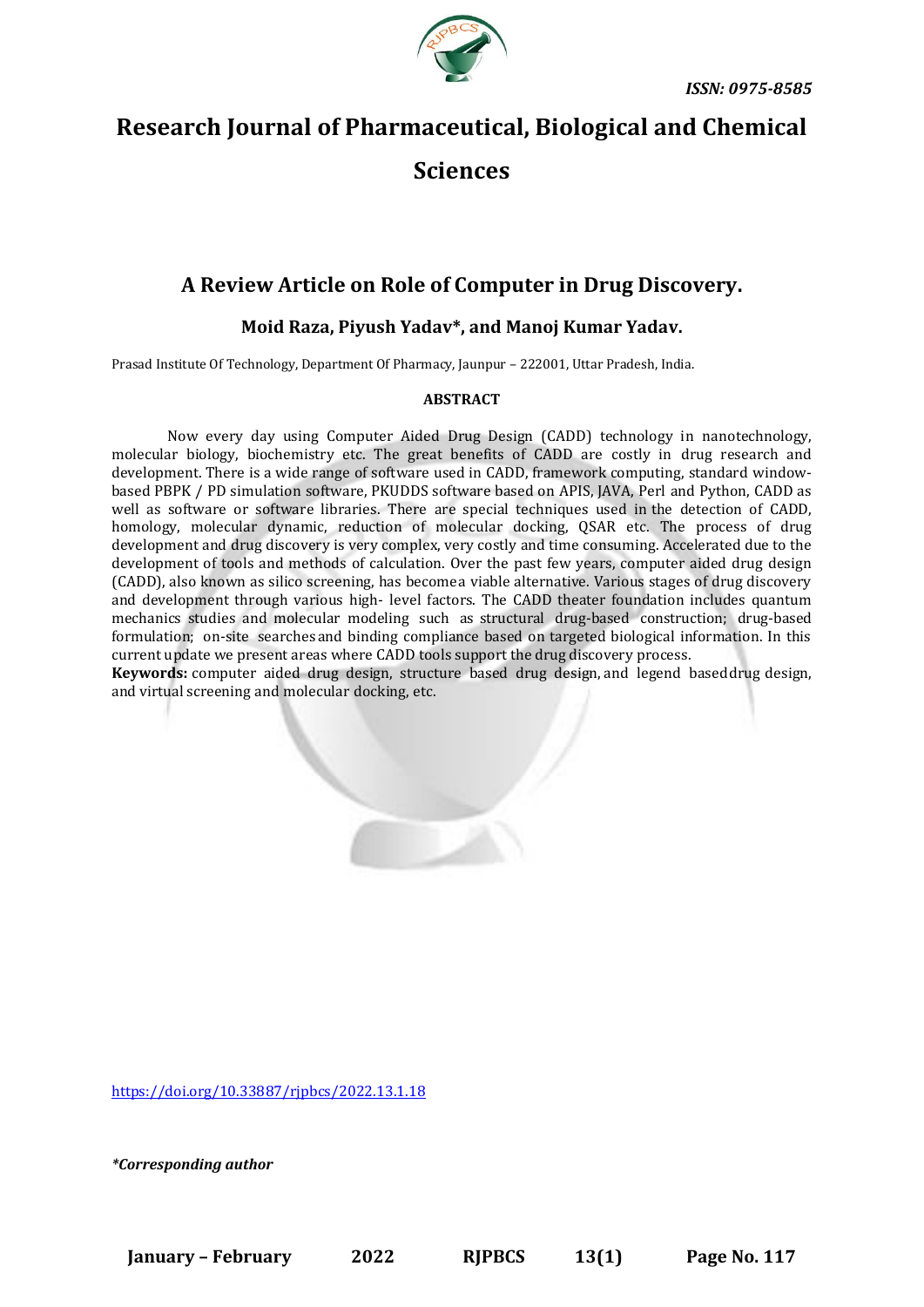# Research Journal of Pharmaceutical, Biological and Chemical Sciences

ISSN: 0975-8585

## A Review Article on Role of Computer in Drug Discovery.

**Moid Raza, Piyush Yadav*, and Manoj Kumar Yadav.**

Prasad Institute Of Technology, Department Of Pharmacy, Jaunpur – 222001, Uttar Pradesh, India.

### ABSTRACT

Now every day using Computer Aided Drug Design (CADD) technology in nanotechnology, molecular biology, biochemistry etc. The great benefits of CADD are costly in drug research and development. There is a wide range of software used in CADD, framework computing, standard window-based PBPK / PD simulation software, PKUDDS software based on APIS, JAVA, Perl and Python, CADD as well as software or software libraries. There are special techniques used in the detection of CADD, homology, molecular dynamic, reduction of molecular docking, QSAR etc. The process of drug development and drug discovery is very complex, very costly and time consuming. Accelerated due to the development of tools and methods of calculation. Over the past few years, computer aided drug design (CADD), also known as silico screening, has becomea viable alternative. Various stages of drug discovery and development through various high- level factors. The CADD theater foundation includes quantum mechanics studies and molecular modeling such as structural drug-based construction; drug-based formulation; on-site searches and binding compliance based on targeted biological information. In this current update we present areas where CADD tools support the drug discovery process.

**Keywords:** computer aided drug design, structure based drug design, and legend baseddrug design, and virtual screening and molecular docking, etc.

https://doi.org/10.33887/rjpbcs/2022.13.1.18

*\*Corresponding author*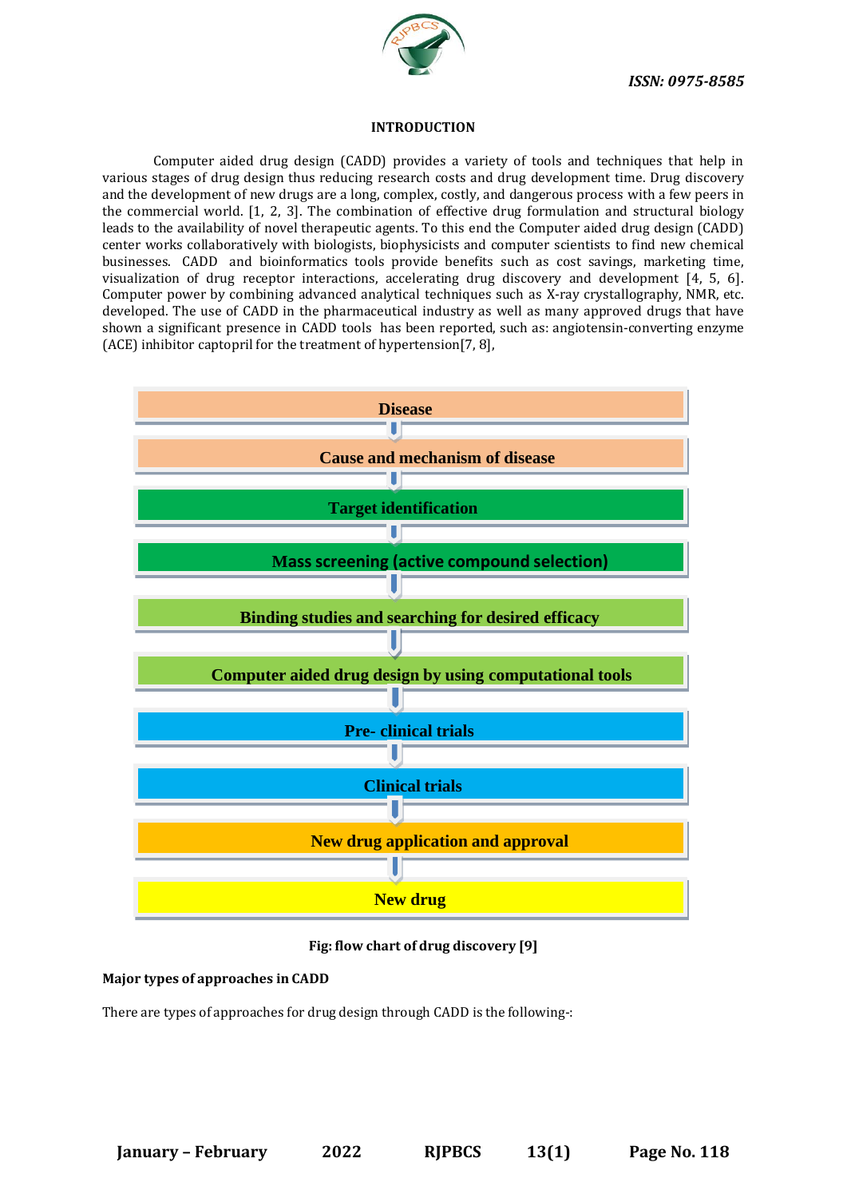## INTRODUCTION

Computer aided drug design (CADD) provides a variety of tools and techniques that help in various stages of drug design thus reducing research costs and drug development time. Drug discovery and the development of new drugs are a long, complex, costly, and dangerous process with a few peers in the commercial world. [1, 2, 3]. The combination of effective drug formulation and structural biology leads to the availability of novel therapeutic agents. To this end the Computer aided drug design (CADD) center works collaboratively with biologists, biophysicists and computer scientists to find new chemical businesses. CADD and bioinformatics tools provide benefits such as cost savings, marketing time, visualization of drug receptor interactions, accelerating drug discovery and development [4, 5, 6]. Computer power by combining advanced analytical techniques such as X-ray crystallography, NMR, etc. developed. The use of CADD in the pharmaceutical industry as well as many approved drugs that have shown a significant presence in CADD tools has been reported, such as: angiotensin-converting enzyme (ACE) inhibitor captopril for the treatment of hypertension[7, 8],

**Disease**
↓
**Cause and mechanism of disease**
↓
**Target identification**
↓
**Mass screening (active compound selection)**
↓
**Binding studies and searching for desired efficacy**
↓
**Computer aided drug design by using computational tools**
↓
**Pre- clinical trials**
↓
**Clinical trials**
↓
**New drug application and approval**
↓
**New drug**

**Fig: flow chart of drug discovery [9]**

**Major types of approaches in CADD**

There are types of approaches for drug design through CADD is the following-: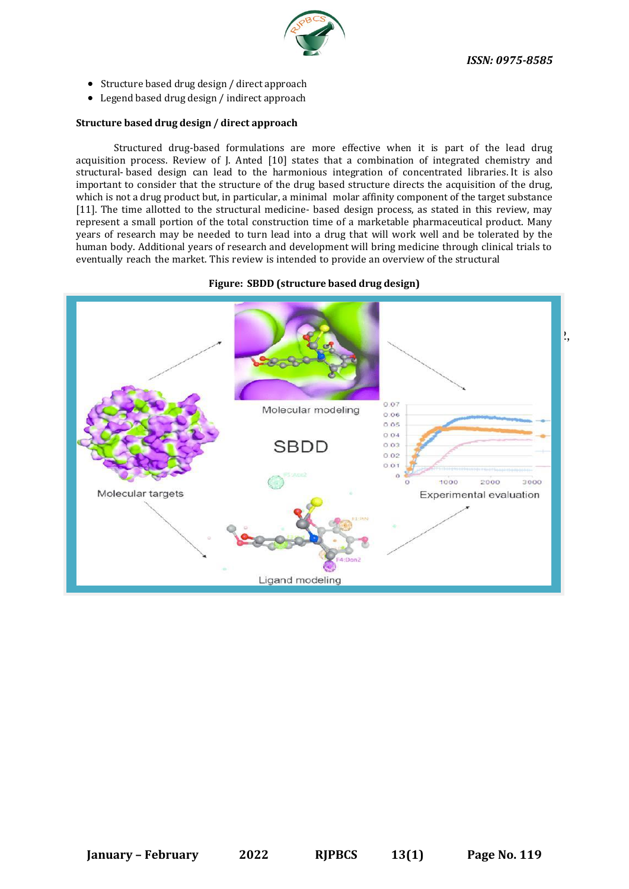- Structure based drug design / direct approach
- Legend based drug design / indirect approach

**Structure based drug design / direct approach**

Structured drug-based formulations are more effective when it is part of the lead drug acquisition process. Review of J. Anted [10] states that a combination of integrated chemistry and structural- based design can lead to the harmonious integration of concentrated libraries. It is also important to consider that the structure of the drug based structure directs the acquisition of the drug, which is not a drug product but, in particular, a minimal molar affinity component of the target substance [11]. The time allotted to the structural medicine- based design process, as stated in this review, may represent a small portion of the total construction time of a marketable pharmaceutical product. Many years of research may be needed to turn lead into a drug that will work well and be tolerated by the human body. Additional years of research and development will bring medicine through clinical trials to eventually reach the market. This review is intended to provide an overview of the structural

**Figure: SBDD (structure based drug design)**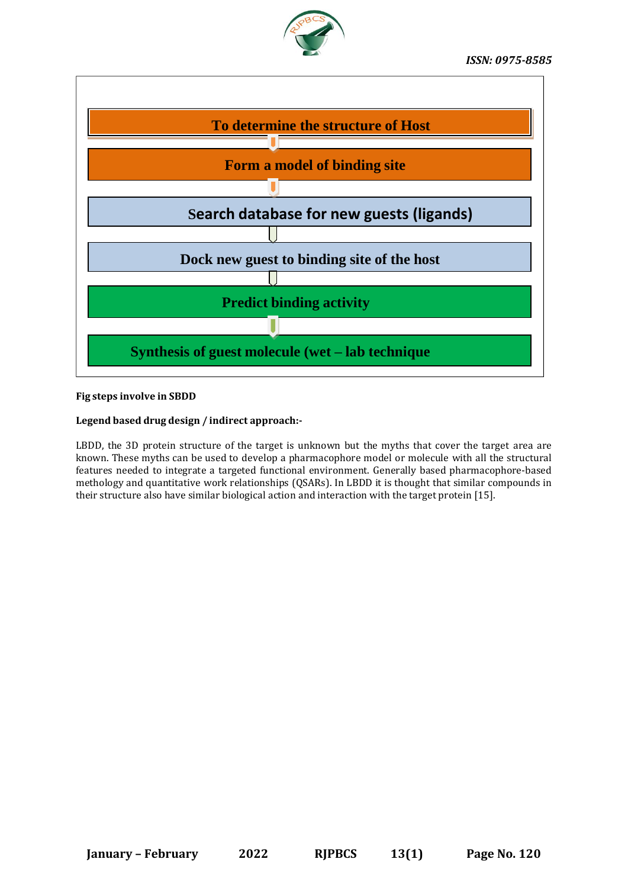To determine the structure of Host

Form a model of binding site

Search database for new guests (ligands)

Dock new guest to binding site of the host

Predict binding activity

Synthesis of guest molecule (wet – lab technique

**Fig steps involve in SBDD**

**Legend based drug design / indirect approach:-**

LBDD, the 3D protein structure of the target is unknown but the myths that cover the target area are known. These myths can be used to develop a pharmacophore model or molecule with all the structural features needed to integrate a targeted functional environment. Generally based pharmacophore-based methology and quantitative work relationships (QSARs). In LBDD it is thought that similar compounds in their structure also have similar biological action and interaction with the target protein [15].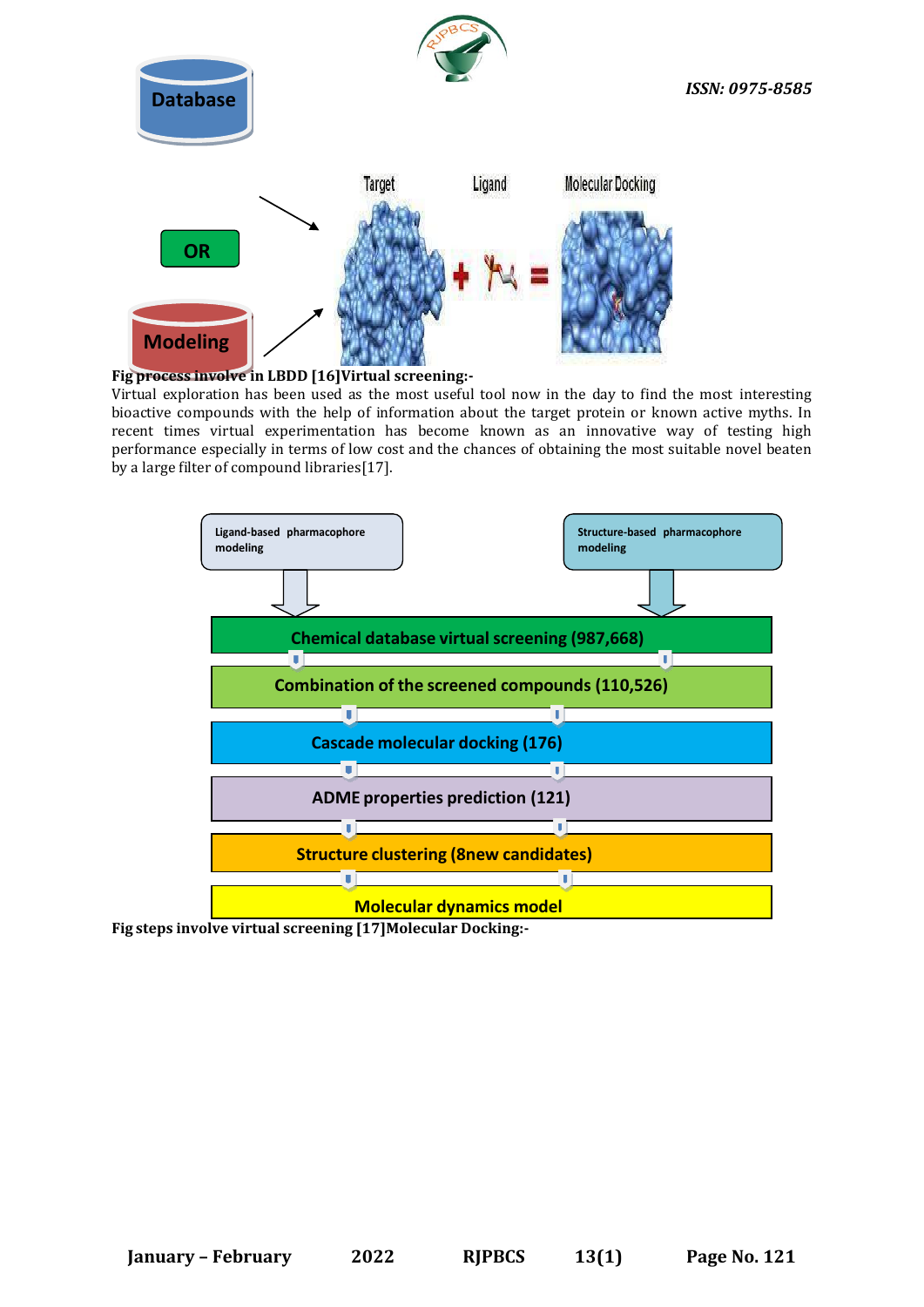Database

OR

Modeling

Target Ligand Molecular Docking

**Fig process involve in LBDD [16]Virtual screening:-**

Virtual exploration has been used as the most useful tool now in the day to find the most interesting bioactive compounds with the help of information about the target protein or known active myths. In recent times virtual experimentation has become known as an innovative way of testing high performance especially in terms of low cost and the chances of obtaining the most suitable novel beaten by a large filter of compound libraries[17].

Ligand-based pharmacophore modeling

Structure-based pharmacophore modeling

Chemical database virtual screening (987,668)

Combination of the screened compounds (110,526)

Cascade molecular docking (176)

ADME properties prediction (121)

Structure clustering (8new candidates)

Molecular dynamics model

**Fig steps involve virtual screening [17]Molecular Docking:-**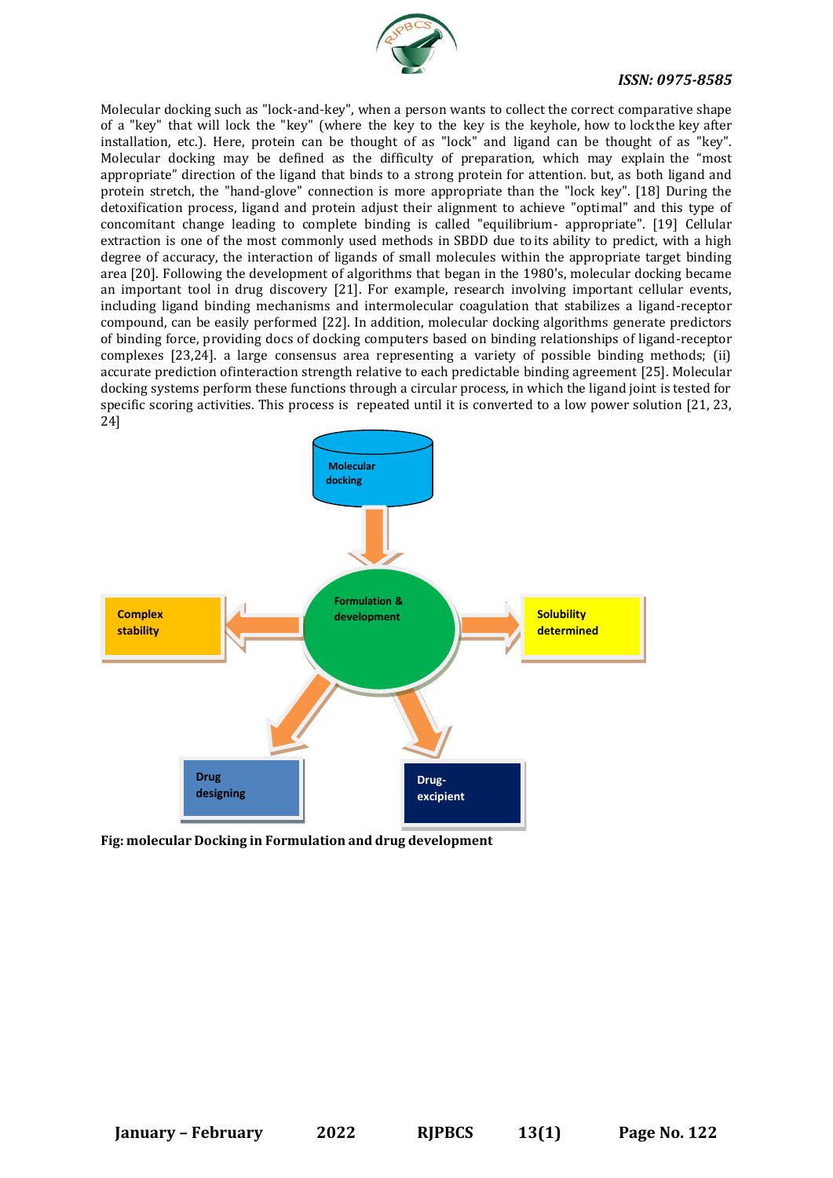Molecular docking such as "lock-and-key", when a person wants to collect the correct comparative shape of a "key" that will lock the "key" (where the key to the key is the keyhole, how to lockthe key after installation, etc.). Here, protein can be thought of as "lock" and ligand can be thought of as "key". Molecular docking may be defined as the difficulty of preparation, which may explain the "most appropriate" direction of the ligand that binds to a strong protein for attention. but, as both ligand and protein stretch, the "hand-glove" connection is more appropriate than the "lock key". [18] During the detoxification process, ligand and protein adjust their alignment to achieve "optimal" and this type of concomitant change leading to complete binding is called "equilibrium- appropriate". [19] Cellular extraction is one of the most commonly used methods in SBDD due to its ability to predict, with a high degree of accuracy, the interaction of ligands of small molecules within the appropriate target binding area [20]. Following the development of algorithms that began in the 1980's, molecular docking became an important tool in drug discovery [21]. For example, research involving important cellular events, including ligand binding mechanisms and intermolecular coagulation that stabilizes a ligand-receptor compound, can be easily performed [22]. In addition, molecular docking algorithms generate predictors of binding force, providing docs of docking computers based on binding relationships of ligand-receptor complexes [23,24]. a large consensus area representing a variety of possible binding methods; (ii) accurate prediction ofinteraction strength relative to each predictable binding agreement [25]. Molecular docking systems perform these functions through a circular process, in which the ligand joint is tested for specific scoring activities. This process is repeated until it is converted to a low power solution [21, 23, 24]

**Fig: molecular Docking in Formulation and drug development**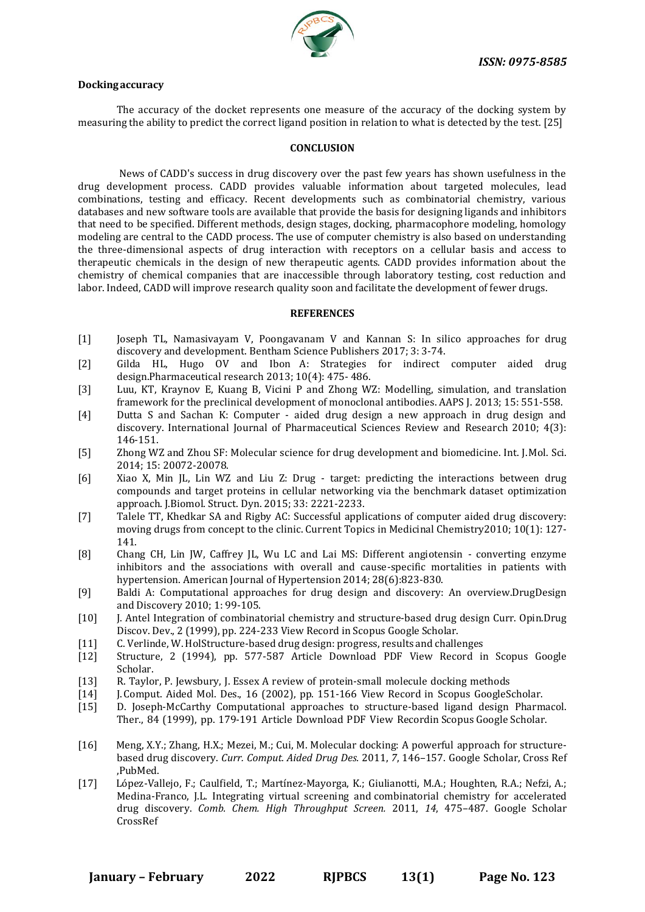**Docking accuracy**

The accuracy of the docket represents one measure of the accuracy of the docking system by measuring the ability to predict the correct ligand position in relation to what is detected by the test. [25]

## CONCLUSION

News of CADD's success in drug discovery over the past few years has shown usefulness in the drug development process. CADD provides valuable information about targeted molecules, lead combinations, testing and efficacy. Recent developments such as combinatorial chemistry, various databases and new software tools are available that provide the basis for designing ligands and inhibitors that need to be specified. Different methods, design stages, docking, pharmacophore modeling, homology modeling are central to the CADD process. The use of computer chemistry is also based on understanding the three-dimensional aspects of drug interaction with receptors on a cellular basis and access to therapeutic chemicals in the design of new therapeutic agents. CADD provides information about the chemistry of chemical companies that are inaccessible through laboratory testing, cost reduction and labor. Indeed, CADD will improve research quality soon and facilitate the development of fewer drugs.

## REFERENCES

[1] Joseph TL, Namasivayam V, Poongavanam V and Kannan S: In silico approaches for drug discovery and development. Bentham Science Publishers 2017; 3: 3-74.

[2] Gilda HL, Hugo OV and Ibon A: Strategies for indirect computer aided drug design.Pharmaceutical research 2013; 10(4): 475- 486.

[3] Luu, KT, Kraynov E, Kuang B, Vicini P and Zhong WZ: Modelling, simulation, and translation framework for the preclinical development of monoclonal antibodies. AAPS J. 2013; 15: 551-558.

[4] Dutta S and Sachan K: Computer - aided drug design a new approach in drug design and discovery. International Journal of Pharmaceutical Sciences Review and Research 2010; 4(3): 146-151.

[5] Zhong WZ and Zhou SF: Molecular science for drug development and biomedicine. Int. J.Mol. Sci. 2014; 15: 20072-20078.

[6] Xiao X, Min JL, Lin WZ and Liu Z: Drug - target: predicting the interactions between drug compounds and target proteins in cellular networking via the benchmark dataset optimization approach. J.Biomol. Struct. Dyn. 2015; 33: 2221-2233.

[7] Talele TT, Khedkar SA and Rigby AC: Successful applications of computer aided drug discovery: moving drugs from concept to the clinic. Current Topics in Medicinal Chemistry2010; 10(1): 127-141.

[8] Chang CH, Lin JW, Caffrey JL, Wu LC and Lai MS: Different angiotensin - converting enzyme inhibitors and the associations with overall and cause-specific mortalities in patients with hypertension. American Journal of Hypertension 2014; 28(6):823-830.

[9] Baldi A: Computational approaches for drug design and discovery: An overview.DrugDesign and Discovery 2010; 1: 99-105.

[10] J. Antel Integration of combinatorial chemistry and structure-based drug design Curr. Opin.Drug Discov. Dev., 2 (1999), pp. 224-233 View Record in Scopus Google Scholar.

[11] C. Verlinde, W. HolStructure-based drug design: progress, results and challenges

[12] Structure, 2 (1994), pp. 577-587 Article Download PDF View Record in Scopus Google Scholar.

[13] R. Taylor, P. Jewsbury, J. Essex A review of protein-small molecule docking methods

[14] J. Comput. Aided Mol. Des., 16 (2002), pp. 151-166 View Record in Scopus GoogleScholar.

[15] D. Joseph-McCarthy Computational approaches to structure-based ligand design Pharmacol. Ther., 84 (1999), pp. 179-191 Article Download PDF View Recordin Scopus Google Scholar.

[16] Meng, X.Y.; Zhang, H.X.; Mezei, M.; Cui, M. Molecular docking: A powerful approach for structure-based drug discovery. *Curr. Comput. Aided Drug Des.* 2011, *7*, 146–157. Google Scholar, Cross Ref ,PubMed.

[17] López-Vallejo, F.; Caulfield, T.; Martínez-Mayorga, K.; Giulianotti, M.A.; Houghten, R.A.; Nefzi, A.; Medina-Franco, J.L. Integrating virtual screening and combinatorial chemistry for accelerated drug discovery. *Comb. Chem. High Throughput Screen.* 2011, *14*, 475–487. Google Scholar CrossRef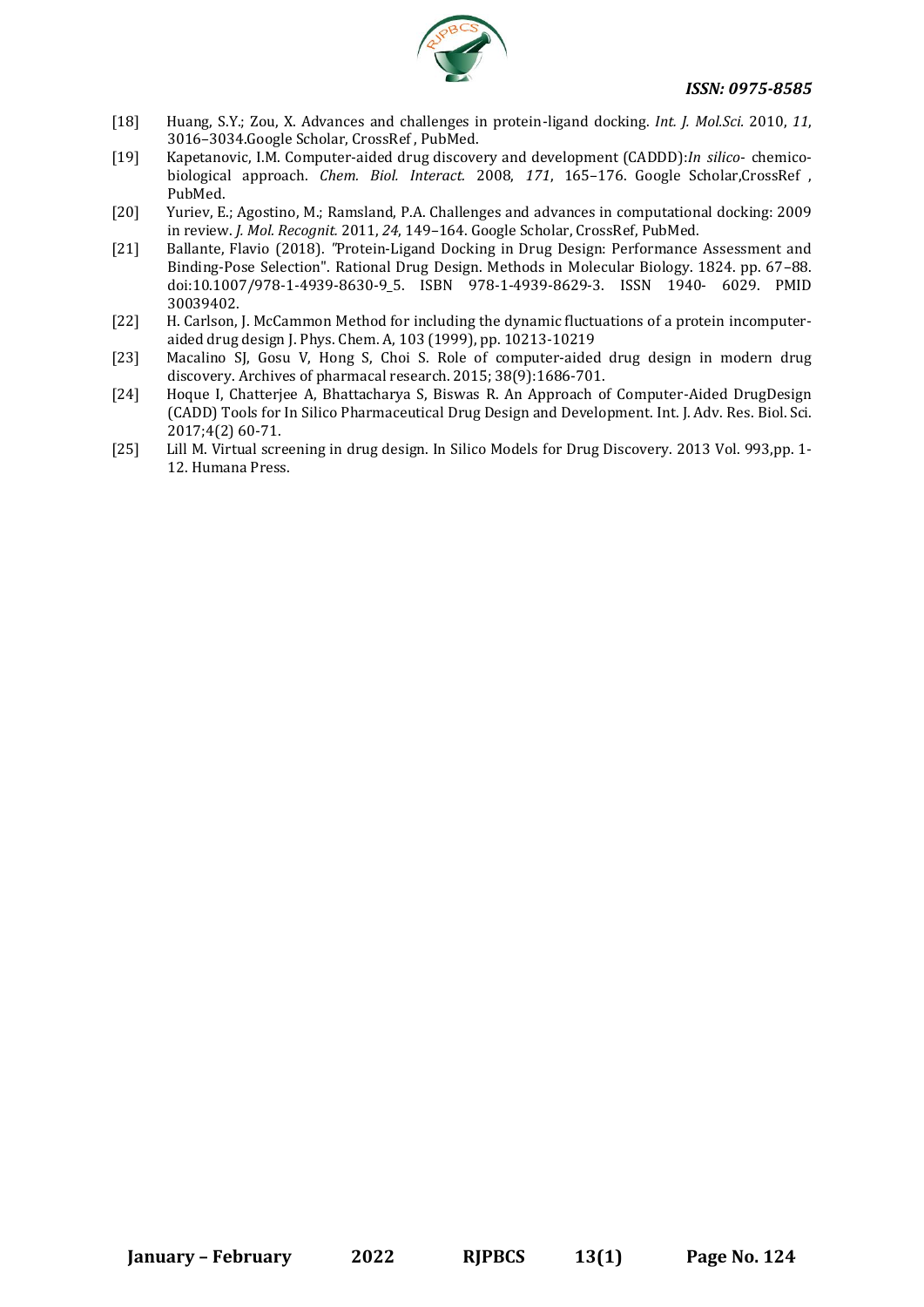[18] Huang, S.Y.; Zou, X. Advances and challenges in protein-ligand docking. *Int. J. Mol.Sci.* 2010, *11*, 3016–3034.Google Scholar, CrossRef , PubMed.

[19] Kapetanovic, I.M. Computer-aided drug discovery and development (CADDD):*In silico*- chemico-biological approach. *Chem. Biol. Interact.* 2008, *171*, 165–176. Google Scholar,CrossRef , PubMed.

[20] Yuriev, E.; Agostino, M.; Ramsland, P.A. Challenges and advances in computational docking: 2009 in review. *J. Mol. Recognit.* 2011, *24*, 149–164. Google Scholar, CrossRef, PubMed.

[21] Ballante, Flavio (2018). "Protein-Ligand Docking in Drug Design: Performance Assessment and Binding-Pose Selection". Rational Drug Design. Methods in Molecular Biology. 1824. pp. 67–88. doi:10.1007/978-1-4939-8630-9_5. ISBN 978-1-4939-8629-3. ISSN 1940- 6029. PMID 30039402.

[22] H. Carlson, J. McCammon Method for including the dynamic fluctuations of a protein incomputer-aided drug design J. Phys. Chem. A, 103 (1999), pp. 10213-10219

[23] Macalino SJ, Gosu V, Hong S, Choi S. Role of computer-aided drug design in modern drug discovery. Archives of pharmacal research. 2015; 38(9):1686-701.

[24] Hoque I, Chatterjee A, Bhattacharya S, Biswas R. An Approach of Computer-Aided DrugDesign (CADD) Tools for In Silico Pharmaceutical Drug Design and Development. Int. J. Adv. Res. Biol. Sci. 2017;4(2) 60-71.

[25] Lill M. Virtual screening in drug design. In Silico Models for Drug Discovery. 2013 Vol. 993,pp. 1-12. Humana Press.